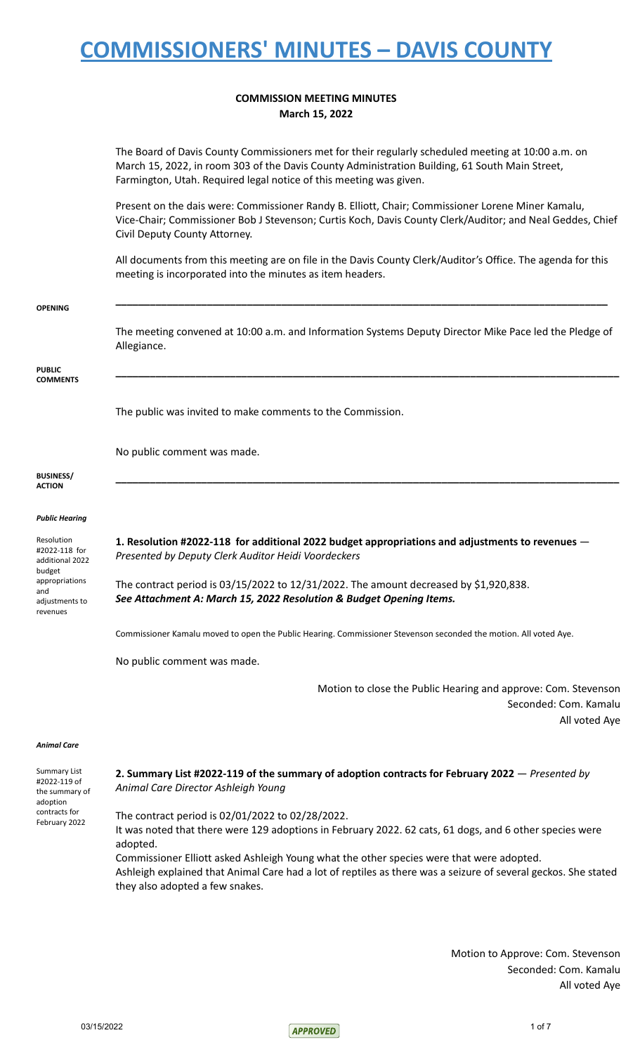# COMMISSIONERS' MINUTES – DAVIS COUNTY

## COMMISSION MEETING MINUTES
**March 15, 2022**

The Board of Davis County Commissioners met for their regularly scheduled meeting at 10:00 a.m. on March 15, 2022, in room 303 of the Davis County Administration Building, 61 South Main Street, Farmington, Utah. Required legal notice of this meeting was given.

Present on the dais were: Commissioner Randy B. Elliott, Chair; Commissioner Lorene Miner Kamalu, Vice-Chair; Commissioner Bob J Stevenson; Curtis Koch, Davis County Clerk/Auditor; and Neal Geddes, Chief Civil Deputy County Attorney.

All documents from this meeting are on file in the Davis County Clerk/Auditor's Office. The agenda for this meeting is incorporated into the minutes as item headers.

**OPENING**

The meeting convened at 10:00 a.m. and Information Systems Deputy Director Mike Pace led the Pledge of Allegiance.

**PUBLIC COMMENTS**

The public was invited to make comments to the Commission.

No public comment was made.

**BUSINESS/ ACTION**

***Public Hearing***

Resolution #2022-118 for additional 2022 budget appropriations and adjustments to revenues

**1. Resolution #2022-118 for additional 2022 budget appropriations and adjustments to revenues** — *Presented by Deputy Clerk Auditor Heidi Voordeckers*

The contract period is 03/15/2022 to 12/31/2022. The amount decreased by $1,920,838.
***See Attachment A: March 15, 2022 Resolution & Budget Opening Items.***

Commissioner Kamalu moved to open the Public Hearing. Commissioner Stevenson seconded the motion. All voted Aye.

No public comment was made.

Motion to close the Public Hearing and approve: Com. Stevenson
Seconded: Com. Kamalu
All voted Aye

***Animal Care***

Summary List #2022-119 of the summary of adoption contracts for February 2022

**2. Summary List #2022-119 of the summary of adoption contracts for February 2022** — *Presented by Animal Care Director Ashleigh Young*

The contract period is 02/01/2022 to 02/28/2022.
It was noted that there were 129 adoptions in February 2022. 62 cats, 61 dogs, and 6 other species were adopted.
Commissioner Elliott asked Ashleigh Young what the other species were that were adopted.
Ashleigh explained that Animal Care had a lot of reptiles as there was a seizure of several geckos. She stated they also adopted a few snakes.

Motion to Approve: Com. Stevenson
Seconded: Com. Kamalu
All voted Aye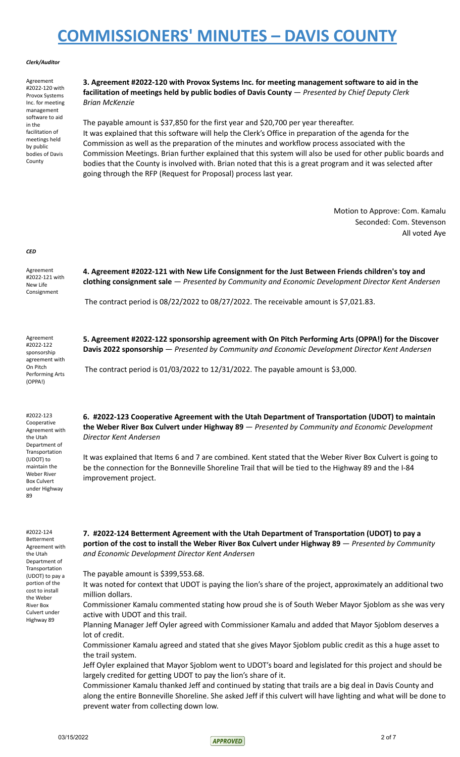# COMMISSIONERS' MINUTES – DAVIS COUNTY

***Clerk/Auditor***

Agreement #2022-120 with Provox Systems Inc. for meeting management software to aid in the facilitation of meetings held by public bodies of Davis County

**3. Agreement #2022-120 with Provox Systems Inc. for meeting management software to aid in the facilitation of meetings held by public bodies of Davis County** — *Presented by Chief Deputy Clerk Brian McKenzie*

The payable amount is $37,850 for the first year and $20,700 per year thereafter.
It was explained that this software will help the Clerk's Office in preparation of the agenda for the Commission as well as the preparation of the minutes and workflow process associated with the Commission Meetings. Brian further explained that this system will also be used for other public boards and bodies that the County is involved with. Brian noted that this is a great program and it was selected after going through the RFP (Request for Proposal) process last year.

Motion to Approve: Com. Kamalu
Seconded: Com. Stevenson
All voted Aye

***CED***

Agreement #2022-121 with New Life Consignment

**4. Agreement #2022-121 with New Life Consignment for the Just Between Friends children's toy and clothing consignment sale** — *Presented by Community and Economic Development Director Kent Andersen*

The contract period is 08/22/2022 to 08/27/2022. The receivable amount is $7,021.83.

Agreement #2022-122 sponsorship agreement with On Pitch Performing Arts (OPPA!)

**5. Agreement #2022-122 sponsorship agreement with On Pitch Performing Arts (OPPA!) for the Discover Davis 2022 sponsorship** — *Presented by Community and Economic Development Director Kent Andersen*

The contract period is 01/03/2022 to 12/31/2022. The payable amount is $3,000.

#2022-123 Cooperative Agreement with the Utah Department of Transportation (UDOT) to maintain Weber River Box Culvert under Highway 89

**6. #2022-123 Cooperative Agreement with the Utah Department of Transportation (UDOT) to maintain the Weber River Box Culvert under Highway 89** — *Presented by Community and Economic Development Director Kent Andersen*

It was explained that Items 6 and 7 are combined. Kent stated that the Weber River Box Culvert is going to be the connection for the Bonneville Shoreline Trail that will be tied to the Highway 89 and the I-84 improvement project.

#2022-124 Betterment Agreement with the Utah Department of Transportation (UDOT) to pay a portion of the cost to install the Weber River Box Culvert under Highway 89

**7. #2022-124 Betterment Agreement with the Utah Department of Transportation (UDOT) to pay a portion of the cost to install the Weber River Box Culvert under Highway 89** — *Presented by Community and Economic Development Director Kent Andersen*

The payable amount is $399,553.68.
It was noted for context that UDOT is paying the lion's share of the project, approximately an additional two million dollars.
Commissioner Kamalu commented stating how proud she is of South Weber Mayor Sjoblom as she was very active with UDOT and this trail.
Planning Manager Jeff Oyler agreed with Commissioner Kamalu and added that Mayor Sjoblom deserves a lot of credit.
Commissioner Kamalu agreed and stated that she gives Mayor Sjoblom public credit as this a huge asset to the trail system.
Jeff Oyler explained that Mayor Sjoblom went to UDOT's board and legislated for this project and should be largely credited for getting UDOT to pay the lion's share of it.
Commissioner Kamalu thanked Jeff and continued by stating that trails are a big deal in Davis County and along the entire Bonneville Shoreline. She asked Jeff if this culvert will have lighting and what will be done to prevent water from collecting down low.

03/15/2022 APPROVED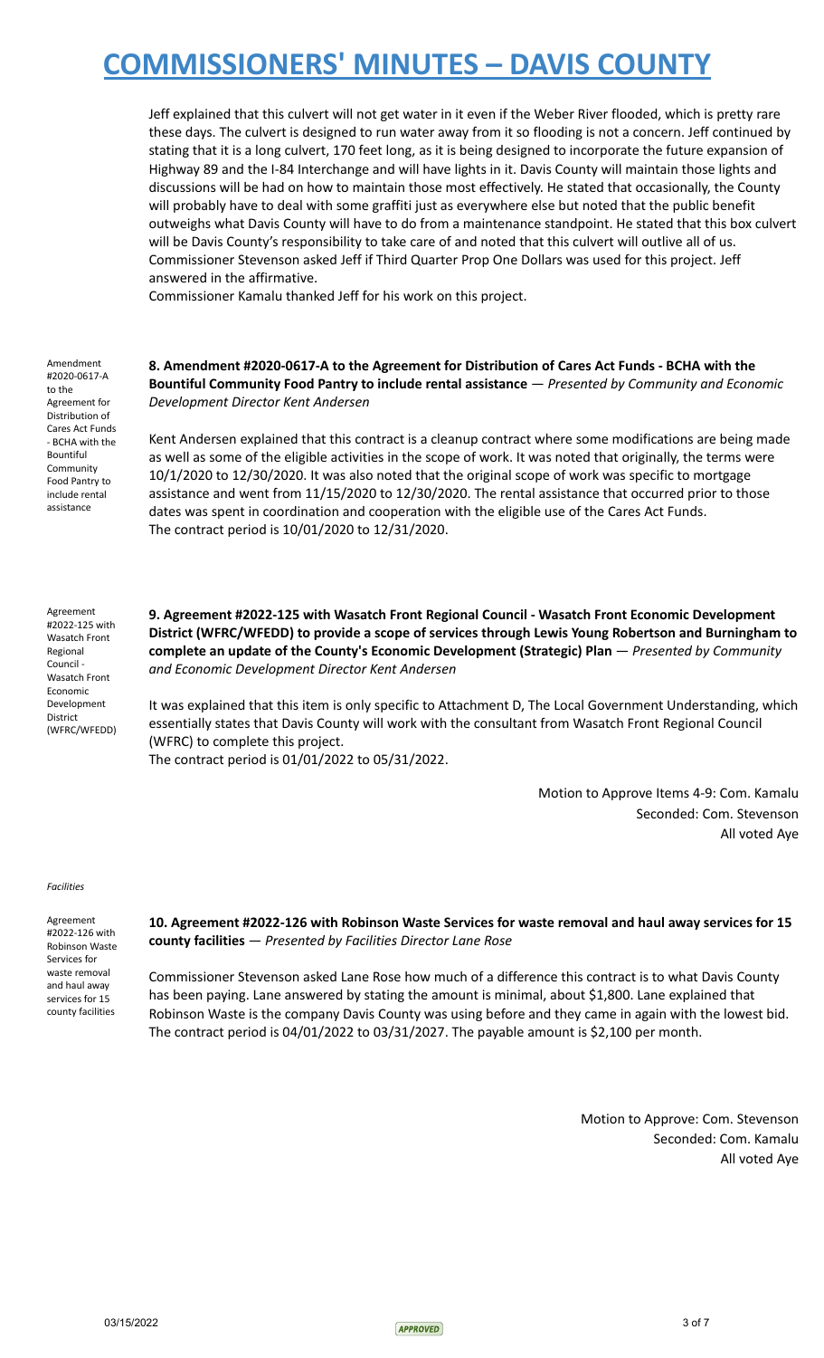Jeff explained that this culvert will not get water in it even if the Weber River flooded, which is pretty rare these days. The culvert is designed to run water away from it so flooding is not a concern. Jeff continued by stating that it is a long culvert, 170 feet long, as it is being designed to incorporate the future expansion of Highway 89 and the I-84 Interchange and will have lights in it. Davis County will maintain those lights and discussions will be had on how to maintain those most effectively. He stated that occasionally, the County will probably have to deal with some graffiti just as everywhere else but noted that the public benefit outweighs what Davis County will have to do from a maintenance standpoint. He stated that this box culvert will be Davis County's responsibility to take care of and noted that this culvert will outlive all of us. Commissioner Stevenson asked Jeff if Third Quarter Prop One Dollars was used for this project. Jeff answered in the affirmative.

Commissioner Kamalu thanked Jeff for his work on this project.

Amendment #2020-0617-A to the Agreement for Distribution of Cares Act Funds - BCHA with the Bountiful Community Food Pantry to include rental assistance

**8. Amendment #2020-0617-A to the Agreement for Distribution of Cares Act Funds - BCHA with the Bountiful Community Food Pantry to include rental assistance** — *Presented by Community and Economic Development Director Kent Andersen*

Kent Andersen explained that this contract is a cleanup contract where some modifications are being made as well as some of the eligible activities in the scope of work. It was noted that originally, the terms were 10/1/2020 to 12/30/2020. It was also noted that the original scope of work was specific to mortgage assistance and went from 11/15/2020 to 12/30/2020. The rental assistance that occurred prior to those dates was spent in coordination and cooperation with the eligible use of the Cares Act Funds.
The contract period is 10/01/2020 to 12/31/2020.

Agreement #2022-125 with Wasatch Front Regional Council - Wasatch Front Economic Development District (WFRC/WFEDD)

**9. Agreement #2022-125 with Wasatch Front Regional Council - Wasatch Front Economic Development District (WFRC/WFEDD) to provide a scope of services through Lewis Young Robertson and Burningham to complete an update of the County's Economic Development (Strategic) Plan** — *Presented by Community and Economic Development Director Kent Andersen*

It was explained that this item is only specific to Attachment D, The Local Government Understanding, which essentially states that Davis County will work with the consultant from Wasatch Front Regional Council (WFRC) to complete this project.
The contract period is 01/01/2022 to 05/31/2022.

Motion to Approve Items 4-9: Com. Kamalu
Seconded: Com. Stevenson
All voted Aye

*Facilities*

Agreement #2022-126 with Robinson Waste Services for waste removal and haul away services for 15 county facilities

**10. Agreement #2022-126 with Robinson Waste Services for waste removal and haul away services for 15 county facilities** — *Presented by Facilities Director Lane Rose*

Commissioner Stevenson asked Lane Rose how much of a difference this contract is to what Davis County has been paying. Lane answered by stating the amount is minimal, about $1,800. Lane explained that Robinson Waste is the company Davis County was using before and they came in again with the lowest bid. The contract period is 04/01/2022 to 03/31/2027. The payable amount is $2,100 per month.

Motion to Approve: Com. Stevenson
Seconded: Com. Kamalu
All voted Aye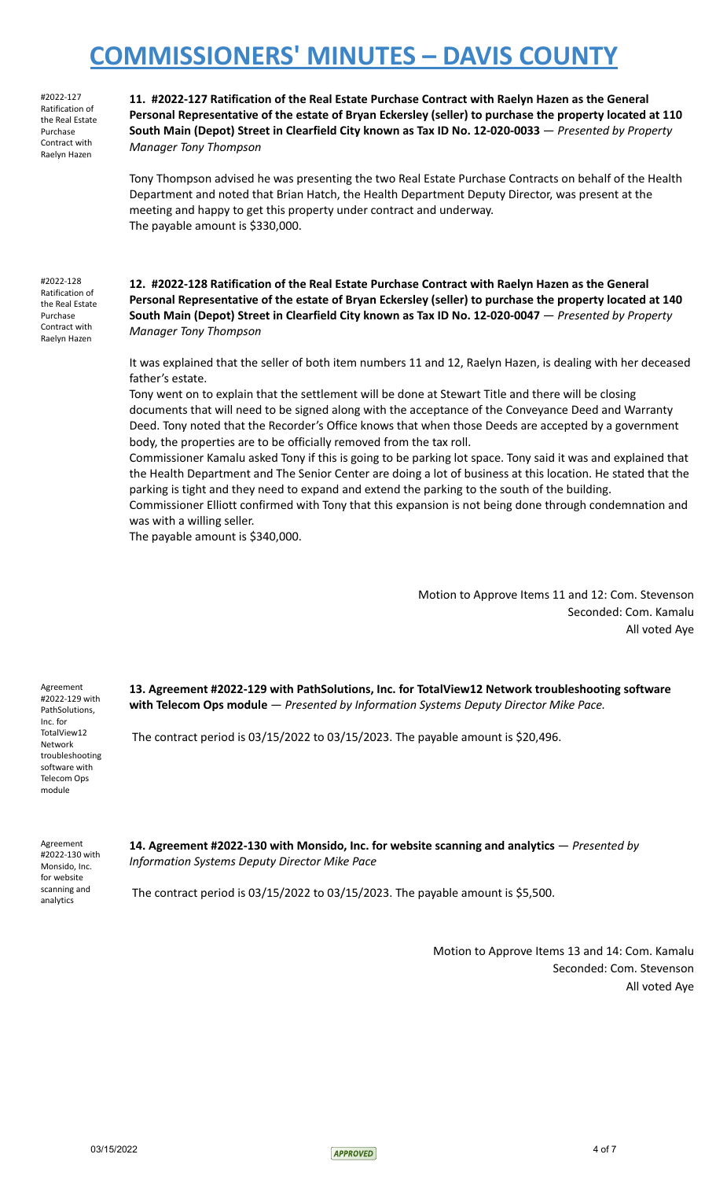#2022-127 Ratification of the Real Estate Purchase Contract with Raelyn Hazen

**11. #2022-127 Ratification of the Real Estate Purchase Contract with Raelyn Hazen as the General Personal Representative of the estate of Bryan Eckersley (seller) to purchase the property located at 110 South Main (Depot) Street in Clearfield City known as Tax ID No. 12-020-0033** — *Presented by Property Manager Tony Thompson*

Tony Thompson advised he was presenting the two Real Estate Purchase Contracts on behalf of the Health Department and noted that Brian Hatch, the Health Department Deputy Director, was present at the meeting and happy to get this property under contract and underway.
The payable amount is $330,000.

#2022-128 Ratification of the Real Estate Purchase Contract with Raelyn Hazen

**12. #2022-128 Ratification of the Real Estate Purchase Contract with Raelyn Hazen as the General Personal Representative of the estate of Bryan Eckersley (seller) to purchase the property located at 140 South Main (Depot) Street in Clearfield City known as Tax ID No. 12-020-0047** — *Presented by Property Manager Tony Thompson*

It was explained that the seller of both item numbers 11 and 12, Raelyn Hazen, is dealing with her deceased father's estate.
Tony went on to explain that the settlement will be done at Stewart Title and there will be closing documents that will need to be signed along with the acceptance of the Conveyance Deed and Warranty Deed. Tony noted that the Recorder's Office knows that when those Deeds are accepted by a government body, the properties are to be officially removed from the tax roll.
Commissioner Kamalu asked Tony if this is going to be parking lot space. Tony said it was and explained that the Health Department and The Senior Center are doing a lot of business at this location. He stated that the parking is tight and they need to expand and extend the parking to the south of the building.
Commissioner Elliott confirmed with Tony that this expansion is not being done through condemnation and was with a willing seller.
The payable amount is $340,000.

Motion to Approve Items 11 and 12: Com. Stevenson
Seconded: Com. Kamalu
All voted Aye

Agreement #2022-129 with PathSolutions, Inc. for TotalView12 Network troubleshooting software with Telecom Ops module

**13. Agreement #2022-129 with PathSolutions, Inc. for TotalView12 Network troubleshooting software with Telecom Ops module** — *Presented by Information Systems Deputy Director Mike Pace.*

The contract period is 03/15/2022 to 03/15/2023. The payable amount is $20,496.

Agreement #2022-130 with Monsido, Inc. for website scanning and analytics

**14. Agreement #2022-130 with Monsido, Inc. for website scanning and analytics** — *Presented by Information Systems Deputy Director Mike Pace*

The contract period is 03/15/2022 to 03/15/2023. The payable amount is $5,500.

Motion to Approve Items 13 and 14: Com. Kamalu
Seconded: Com. Stevenson
All voted Aye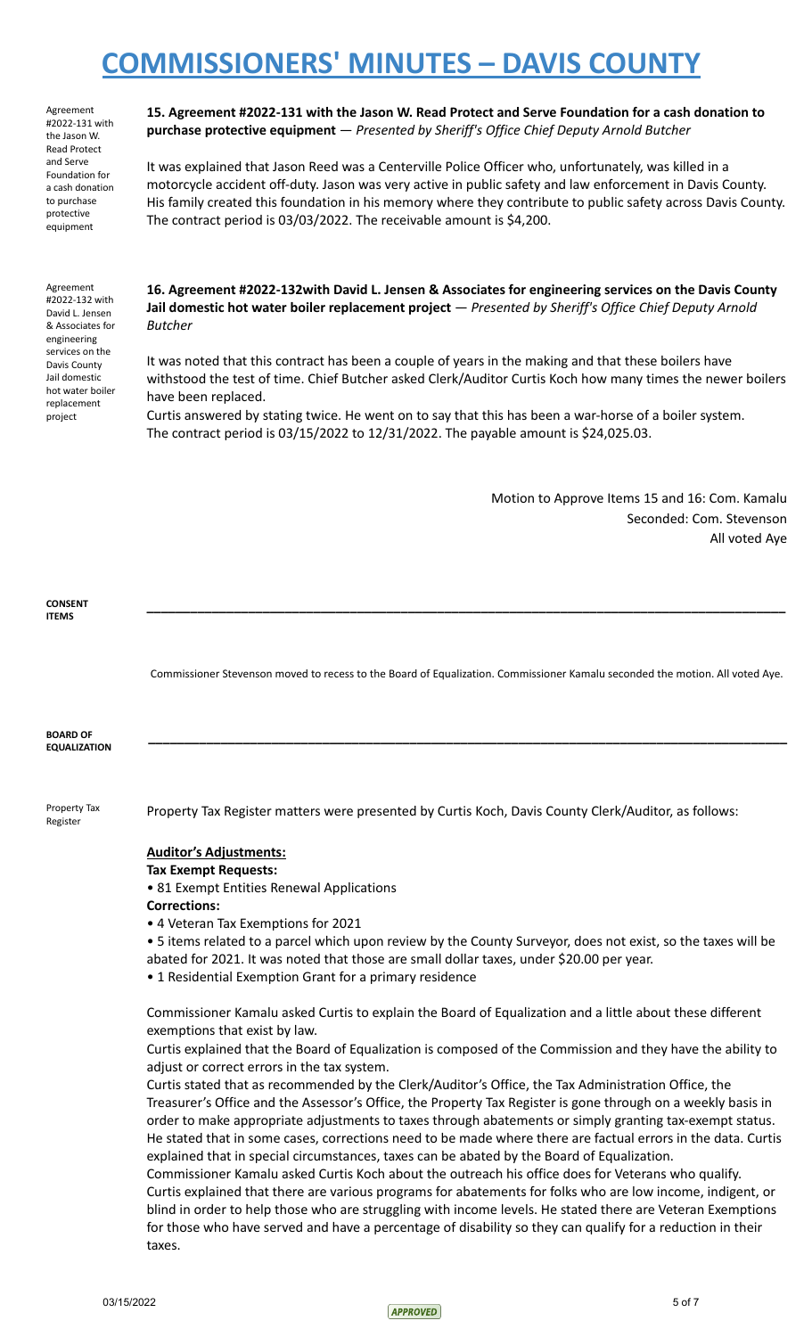# COMMISSIONERS' MINUTES – DAVIS COUNTY

Agreement #2022-131 with the Jason W. Read Protect and Serve Foundation for a cash donation to purchase protective equipment

**15. Agreement #2022-131 with the Jason W. Read Protect and Serve Foundation for a cash donation to purchase protective equipment** — *Presented by Sheriff's Office Chief Deputy Arnold Butcher*

It was explained that Jason Reed was a Centerville Police Officer who, unfortunately, was killed in a motorcycle accident off-duty. Jason was very active in public safety and law enforcement in Davis County. His family created this foundation in his memory where they contribute to public safety across Davis County. The contract period is 03/03/2022. The receivable amount is $4,200.

Agreement #2022-132 with David L. Jensen & Associates for engineering services on the Davis County Jail domestic hot water boiler replacement project

**16. Agreement #2022-132with David L. Jensen & Associates for engineering services on the Davis County Jail domestic hot water boiler replacement project** — *Presented by Sheriff's Office Chief Deputy Arnold Butcher*

It was noted that this contract has been a couple of years in the making and that these boilers have withstood the test of time. Chief Butcher asked Clerk/Auditor Curtis Koch how many times the newer boilers have been replaced.

Curtis answered by stating twice. He went on to say that this has been a war-horse of a boiler system. The contract period is 03/15/2022 to 12/31/2022. The payable amount is $24,025.03.

Motion to Approve Items 15 and 16: Com. Kamalu
Seconded: Com. Stevenson
All voted Aye

**CONSENT ITEMS**

---

Commissioner Stevenson moved to recess to the Board of Equalization. Commissioner Kamalu seconded the motion. All voted Aye.

**BOARD OF EQUALIZATION**

---

Property Tax Register

Property Tax Register matters were presented by Curtis Koch, Davis County Clerk/Auditor, as follows:

**Auditor's Adjustments:**

**Tax Exempt Requests:**

- 81 Exempt Entities Renewal Applications

**Corrections:**

- 4 Veteran Tax Exemptions for 2021
- 5 items related to a parcel which upon review by the County Surveyor, does not exist, so the taxes will be abated for 2021. It was noted that those are small dollar taxes, under $20.00 per year.
- 1 Residential Exemption Grant for a primary residence

Commissioner Kamalu asked Curtis to explain the Board of Equalization and a little about these different exemptions that exist by law.

Curtis explained that the Board of Equalization is composed of the Commission and they have the ability to adjust or correct errors in the tax system.

Curtis stated that as recommended by the Clerk/Auditor's Office, the Tax Administration Office, the Treasurer's Office and the Assessor's Office, the Property Tax Register is gone through on a weekly basis in order to make appropriate adjustments to taxes through abatements or simply granting tax-exempt status. He stated that in some cases, corrections need to be made where there are factual errors in the data. Curtis explained that in special circumstances, taxes can be abated by the Board of Equalization.

Commissioner Kamalu asked Curtis Koch about the outreach his office does for Veterans who qualify. Curtis explained that there are various programs for abatements for folks who are low income, indigent, or blind in order to help those who are struggling with income levels. He stated there are Veteran Exemptions for those who have served and have a percentage of disability so they can qualify for a reduction in their taxes.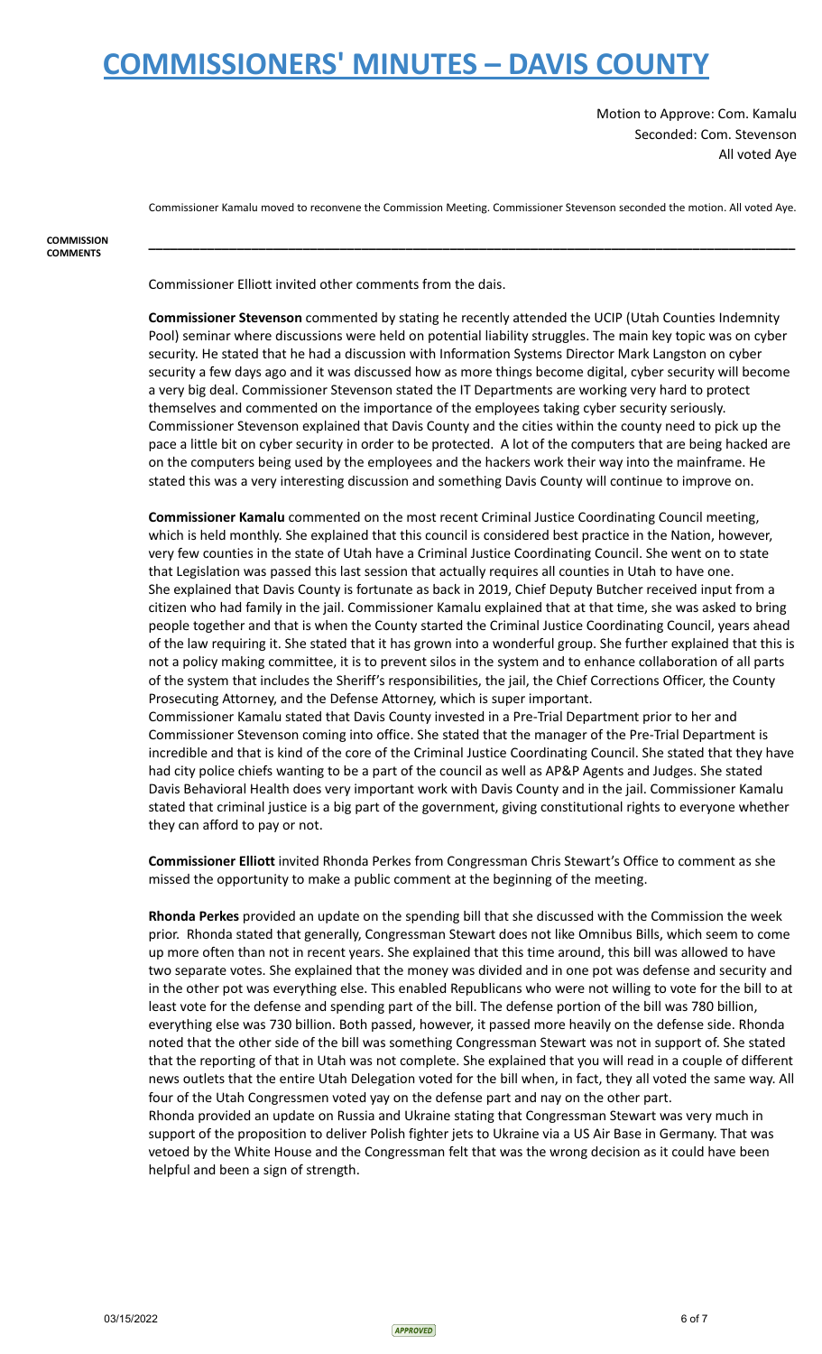Motion to Approve: Com. Kamalu
Seconded: Com. Stevenson
All voted Aye

Commissioner Kamalu moved to reconvene the Commission Meeting. Commissioner Stevenson seconded the motion. All voted Aye.

**COMMISSION COMMENTS**

---

Commissioner Elliott invited other comments from the dais.

**Commissioner Stevenson** commented by stating he recently attended the UCIP (Utah Counties Indemnity Pool) seminar where discussions were held on potential liability struggles. The main key topic was on cyber security. He stated that he had a discussion with Information Systems Director Mark Langston on cyber security a few days ago and it was discussed how as more things become digital, cyber security will become a very big deal. Commissioner Stevenson stated the IT Departments are working very hard to protect themselves and commented on the importance of the employees taking cyber security seriously. Commissioner Stevenson explained that Davis County and the cities within the county need to pick up the pace a little bit on cyber security in order to be protected. A lot of the computers that are being hacked are on the computers being used by the employees and the hackers work their way into the mainframe. He stated this was a very interesting discussion and something Davis County will continue to improve on.

**Commissioner Kamalu** commented on the most recent Criminal Justice Coordinating Council meeting, which is held monthly. She explained that this council is considered best practice in the Nation, however, very few counties in the state of Utah have a Criminal Justice Coordinating Council. She went on to state that Legislation was passed this last session that actually requires all counties in Utah to have one. She explained that Davis County is fortunate as back in 2019, Chief Deputy Butcher received input from a citizen who had family in the jail. Commissioner Kamalu explained that at that time, she was asked to bring people together and that is when the County started the Criminal Justice Coordinating Council, years ahead of the law requiring it. She stated that it has grown into a wonderful group. She further explained that this is not a policy making committee, it is to prevent silos in the system and to enhance collaboration of all parts of the system that includes the Sheriff's responsibilities, the jail, the Chief Corrections Officer, the County Prosecuting Attorney, and the Defense Attorney, which is super important.
Commissioner Kamalu stated that Davis County invested in a Pre-Trial Department prior to her and Commissioner Stevenson coming into office. She stated that the manager of the Pre-Trial Department is incredible and that is kind of the core of the Criminal Justice Coordinating Council. She stated that they have had city police chiefs wanting to be a part of the council as well as AP&P Agents and Judges. She stated Davis Behavioral Health does very important work with Davis County and in the jail. Commissioner Kamalu stated that criminal justice is a big part of the government, giving constitutional rights to everyone whether they can afford to pay or not.

**Commissioner Elliott** invited Rhonda Perkes from Congressman Chris Stewart's Office to comment as she missed the opportunity to make a public comment at the beginning of the meeting.

**Rhonda Perkes** provided an update on the spending bill that she discussed with the Commission the week prior. Rhonda stated that generally, Congressman Stewart does not like Omnibus Bills, which seem to come up more often than not in recent years. She explained that this time around, this bill was allowed to have two separate votes. She explained that the money was divided and in one pot was defense and security and in the other pot was everything else. This enabled Republicans who were not willing to vote for the bill to at least vote for the defense and spending part of the bill. The defense portion of the bill was 780 billion, everything else was 730 billion. Both passed, however, it passed more heavily on the defense side. Rhonda noted that the other side of the bill was something Congressman Stewart was not in support of. She stated that the reporting of that in Utah was not complete. She explained that you will read in a couple of different news outlets that the entire Utah Delegation voted for the bill when, in fact, they all voted the same way. All four of the Utah Congressmen voted yay on the defense part and nay on the other part.
Rhonda provided an update on Russia and Ukraine stating that Congressman Stewart was very much in support of the proposition to deliver Polish fighter jets to Ukraine via a US Air Base in Germany. That was vetoed by the White House and the Congressman felt that was the wrong decision as it could have been helpful and been a sign of strength.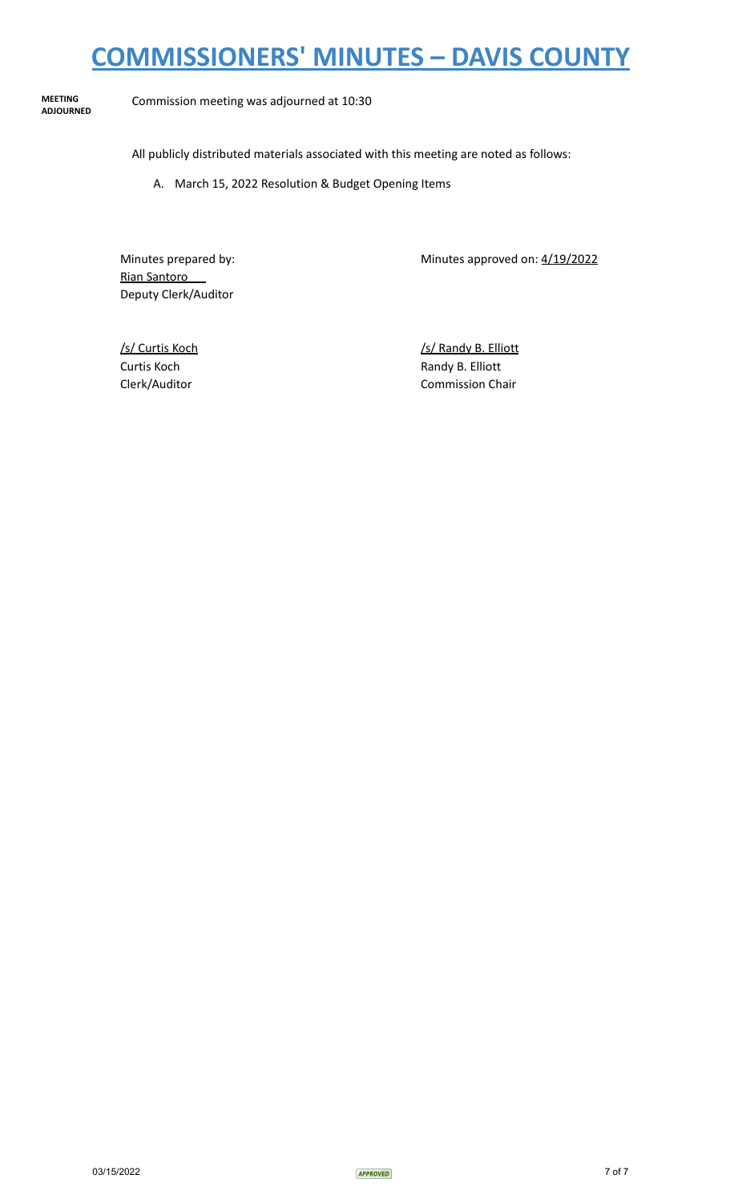**MEETING ADJOURNED** Commission meeting was adjourned at 10:30

All publicly distributed materials associated with this meeting are noted as follows:

A. March 15, 2022 Resolution & Budget Opening Items

Minutes prepared by:
Rian Santoro
Deputy Clerk/Auditor

Minutes approved on: 4/19/2022

/s/ Curtis Koch
Curtis Koch
Clerk/Auditor

/s/ Randy B. Elliott
Randy B. Elliott
Commission Chair